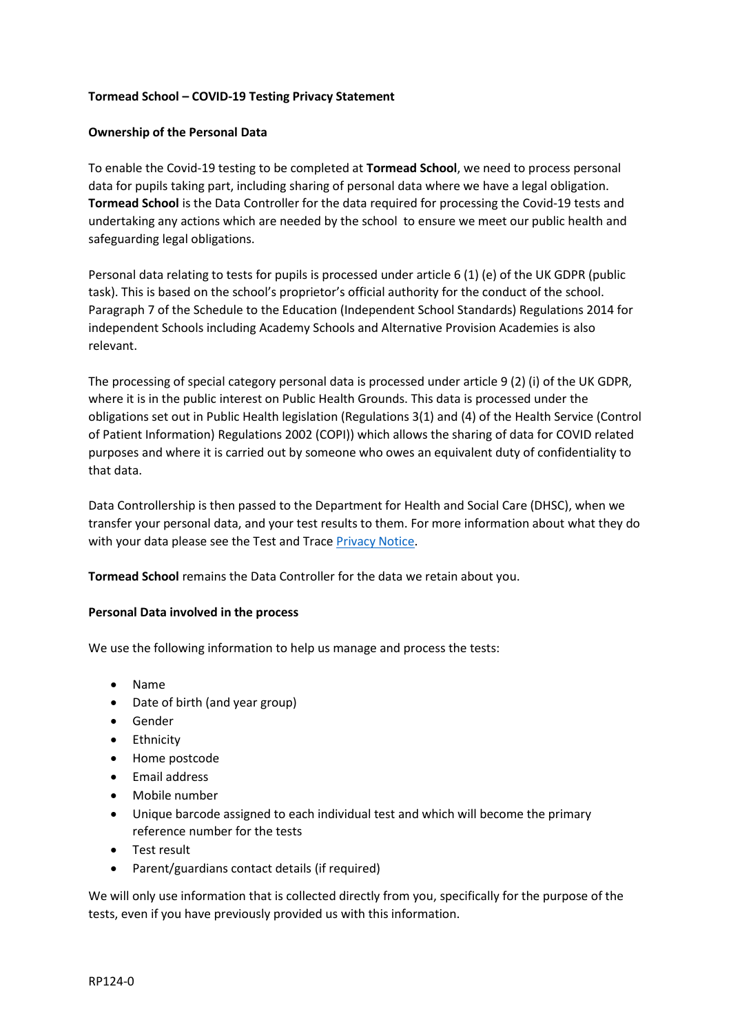**Tormead School – COVID-19 Testing Privacy Statement**

**Ownership of the Personal Data**

To enable the Covid-19 testing to be completed at **Tormead School**, we need to process personal data for pupils taking part, including sharing of personal data where we have a legal obligation. **Tormead School** is the Data Controller for the data required for processing the Covid-19 tests and undertaking any actions which are needed by the school to ensure we meet our public health and safeguarding legal obligations.

Personal data relating to tests for pupils is processed under article 6 (1) (e) of the UK GDPR (public task). This is based on the school's proprietor's official authority for the conduct of the school. Paragraph 7 of the Schedule to the Education (Independent School Standards) Regulations 2014 for independent Schools including Academy Schools and Alternative Provision Academies is also relevant.

The processing of special category personal data is processed under article 9 (2) (i) of the UK GDPR, where it is in the public interest on Public Health Grounds. This data is processed under the obligations set out in Public Health legislation (Regulations 3(1) and (4) of the Health Service (Control of Patient Information) Regulations 2002 (COPI)) which allows the sharing of data for COVID related purposes and where it is carried out by someone who owes an equivalent duty of confidentiality to that data.

Data Controllership is then passed to the Department for Health and Social Care (DHSC), when we transfer your personal data, and your test results to them. For more information about what they do with your data please see the Test and Trace Privacy Notice.

**Tormead School** remains the Data Controller for the data we retain about you.

**Personal Data involved in the process**

We use the following information to help us manage and process the tests:

- Name
- Date of birth (and year group)
- Gender
- Ethnicity
- Home postcode
- Email address
- Mobile number
- Unique barcode assigned to each individual test and which will become the primary reference number for the tests
- Test result
- Parent/guardians contact details (if required)

We will only use information that is collected directly from you, specifically for the purpose of the tests, even if you have previously provided us with this information.

RP124-0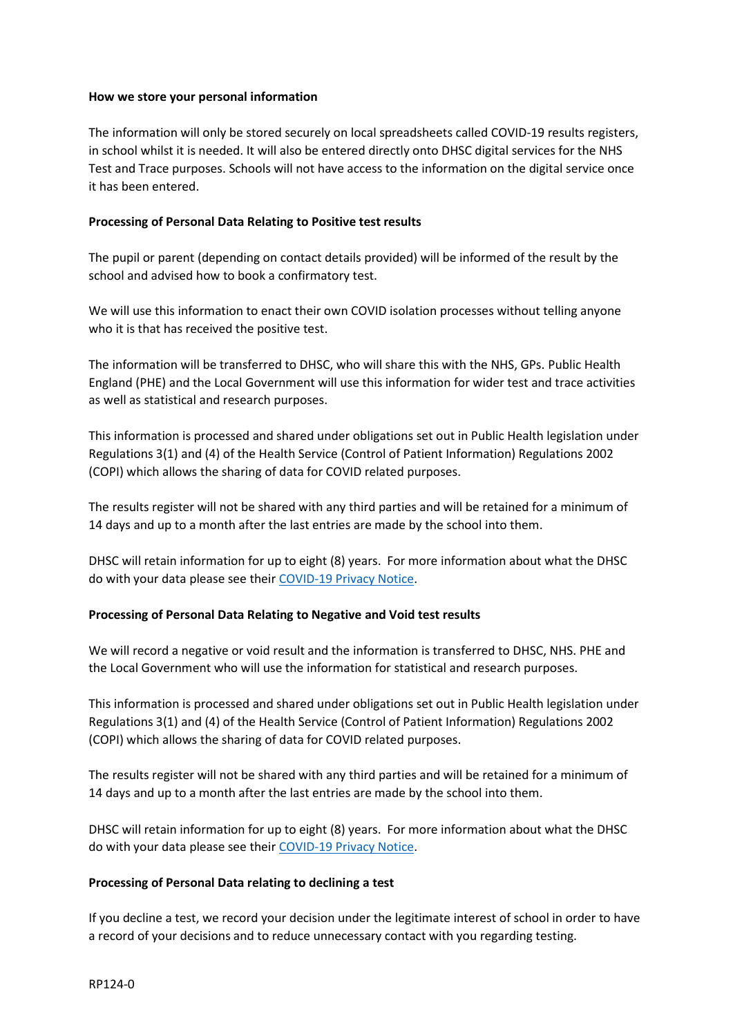**How we store your personal information**

The information will only be stored securely on local spreadsheets called COVID-19 results registers, in school whilst it is needed. It will also be entered directly onto DHSC digital services for the NHS Test and Trace purposes. Schools will not have access to the information on the digital service once it has been entered.

**Processing of Personal Data Relating to Positive test results**

The pupil or parent (depending on contact details provided) will be informed of the result by the school and advised how to book a confirmatory test.

We will use this information to enact their own COVID isolation processes without telling anyone who it is that has received the positive test.

The information will be transferred to DHSC, who will share this with the NHS, GPs. Public Health England (PHE) and the Local Government will use this information for wider test and trace activities as well as statistical and research purposes.

This information is processed and shared under obligations set out in Public Health legislation under Regulations 3(1) and (4) of the Health Service (Control of Patient Information) Regulations 2002 (COPI) which allows the sharing of data for COVID related purposes.

The results register will not be shared with any third parties and will be retained for a minimum of 14 days and up to a month after the last entries are made by the school into them.

DHSC will retain information for up to eight (8) years. For more information about what the DHSC do with your data please see their COVID-19 Privacy Notice.

**Processing of Personal Data Relating to Negative and Void test results**

We will record a negative or void result and the information is transferred to DHSC, NHS. PHE and the Local Government who will use the information for statistical and research purposes.

This information is processed and shared under obligations set out in Public Health legislation under Regulations 3(1) and (4) of the Health Service (Control of Patient Information) Regulations 2002 (COPI) which allows the sharing of data for COVID related purposes.

The results register will not be shared with any third parties and will be retained for a minimum of 14 days and up to a month after the last entries are made by the school into them.

DHSC will retain information for up to eight (8) years. For more information about what the DHSC do with your data please see their COVID-19 Privacy Notice.

**Processing of Personal Data relating to declining a test**

If you decline a test, we record your decision under the legitimate interest of school in order to have a record of your decisions and to reduce unnecessary contact with you regarding testing.

RP124-0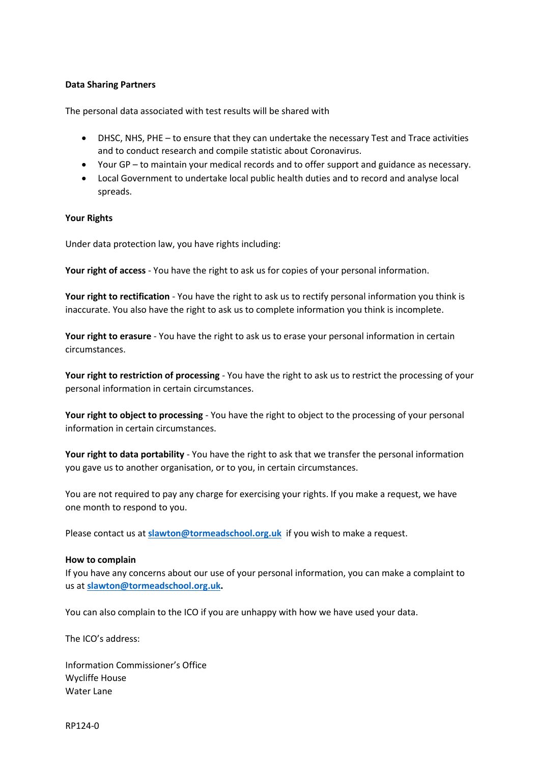**Data Sharing Partners**

The personal data associated with test results will be shared with

- DHSC, NHS, PHE – to ensure that they can undertake the necessary Test and Trace activities and to conduct research and compile statistic about Coronavirus.
- Your GP – to maintain your medical records and to offer support and guidance as necessary.
- Local Government to undertake local public health duties and to record and analyse local spreads.

**Your Rights**

Under data protection law, you have rights including:

**Your right of access** - You have the right to ask us for copies of your personal information.

**Your right to rectification** - You have the right to ask us to rectify personal information you think is inaccurate. You also have the right to ask us to complete information you think is incomplete.

**Your right to erasure** - You have the right to ask us to erase your personal information in certain circumstances.

**Your right to restriction of processing** - You have the right to ask us to restrict the processing of your personal information in certain circumstances.

**Your right to object to processing** - You have the right to object to the processing of your personal information in certain circumstances.

**Your right to data portability** - You have the right to ask that we transfer the personal information you gave us to another organisation, or to you, in certain circumstances.

You are not required to pay any charge for exercising your rights. If you make a request, we have one month to respond to you.

Please contact us at **slawton@tormeadschool.org.uk** if you wish to make a request.

**How to complain**

If you have any concerns about our use of your personal information, you can make a complaint to us at **slawton@tormeadschool.org.uk.**

You can also complain to the ICO if you are unhappy with how we have used your data.

The ICO's address:

Information Commissioner's Office
Wycliffe House
Water Lane

RP124-0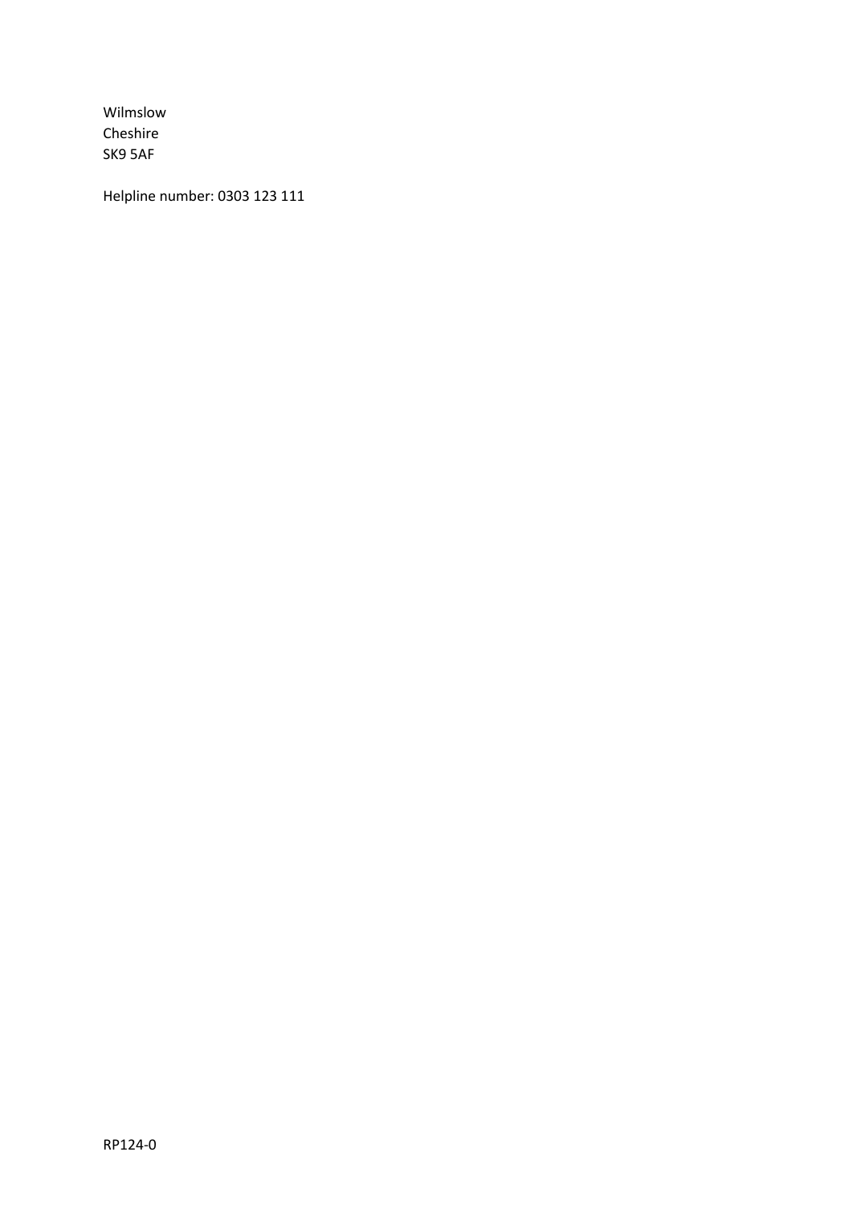Wilmslow
Cheshire
SK9 5AF

Helpline number: 0303 123 111

RP124-0